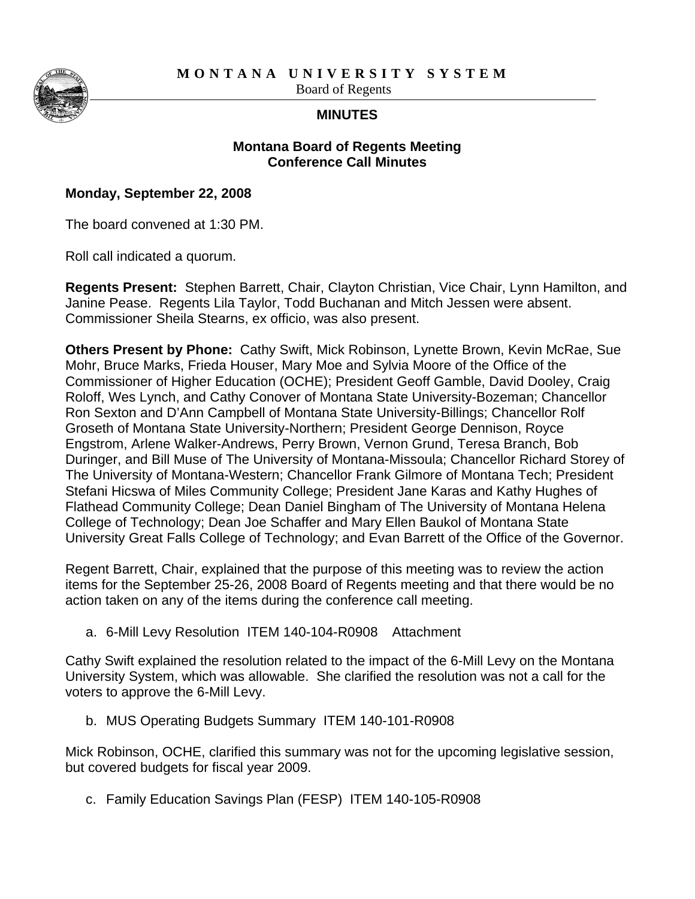**M O N T A N A  U N I V E R S I T Y  S Y S T E M**

Board of Regents

## MINUTES

### Montana Board of Regents Meeting
### Conference Call Minutes

**Monday, September 22, 2008**

The board convened at 1:30 PM.

Roll call indicated a quorum.

**Regents Present:** Stephen Barrett, Chair, Clayton Christian, Vice Chair, Lynn Hamilton, and Janine Pease. Regents Lila Taylor, Todd Buchanan and Mitch Jessen were absent. Commissioner Sheila Stearns, ex officio, was also present.

**Others Present by Phone:** Cathy Swift, Mick Robinson, Lynette Brown, Kevin McRae, Sue Mohr, Bruce Marks, Frieda Houser, Mary Moe and Sylvia Moore of the Office of the Commissioner of Higher Education (OCHE); President Geoff Gamble, David Dooley, Craig Roloff, Wes Lynch, and Cathy Conover of Montana State University-Bozeman; Chancellor Ron Sexton and D'Ann Campbell of Montana State University-Billings; Chancellor Rolf Groseth of Montana State University-Northern; President George Dennison, Royce Engstrom, Arlene Walker-Andrews, Perry Brown, Vernon Grund, Teresa Branch, Bob Duringer, and Bill Muse of The University of Montana-Missoula; Chancellor Richard Storey of The University of Montana-Western; Chancellor Frank Gilmore of Montana Tech; President Stefani Hicswa of Miles Community College; President Jane Karas and Kathy Hughes of Flathead Community College; Dean Daniel Bingham of The University of Montana Helena College of Technology; Dean Joe Schaffer and Mary Ellen Baukol of Montana State University Great Falls College of Technology; and Evan Barrett of the Office of the Governor.

Regent Barrett, Chair, explained that the purpose of this meeting was to review the action items for the September 25-26, 2008 Board of Regents meeting and that there would be no action taken on any of the items during the conference call meeting.

a. 6-Mill Levy Resolution ITEM 140-104-R0908 Attachment

Cathy Swift explained the resolution related to the impact of the 6-Mill Levy on the Montana University System, which was allowable. She clarified the resolution was not a call for the voters to approve the 6-Mill Levy.

b. MUS Operating Budgets Summary ITEM 140-101-R0908

Mick Robinson, OCHE, clarified this summary was not for the upcoming legislative session, but covered budgets for fiscal year 2009.

c. Family Education Savings Plan (FESP) ITEM 140-105-R0908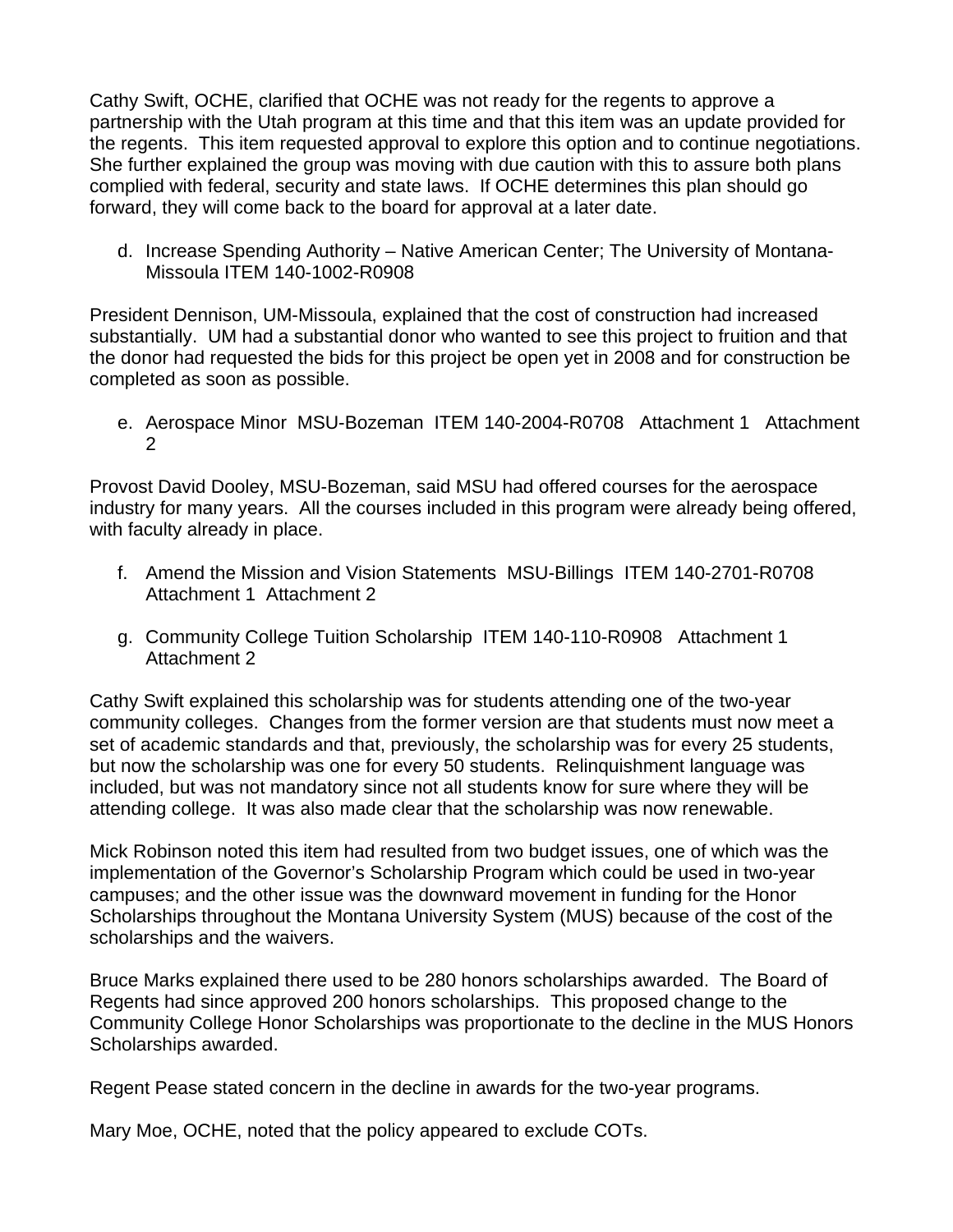Cathy Swift, OCHE, clarified that OCHE was not ready for the regents to approve a partnership with the Utah program at this time and that this item was an update provided for the regents. This item requested approval to explore this option and to continue negotiations. She further explained the group was moving with due caution with this to assure both plans complied with federal, security and state laws. If OCHE determines this plan should go forward, they will come back to the board for approval at a later date.

d. Increase Spending Authority – Native American Center; The University of Montana-Missoula ITEM 140-1002-R0908

President Dennison, UM-Missoula, explained that the cost of construction had increased substantially. UM had a substantial donor who wanted to see this project to fruition and that the donor had requested the bids for this project be open yet in 2008 and for construction be completed as soon as possible.

e. Aerospace Minor MSU-Bozeman ITEM 140-2004-R0708 Attachment 1 Attachment 2

Provost David Dooley, MSU-Bozeman, said MSU had offered courses for the aerospace industry for many years. All the courses included in this program were already being offered, with faculty already in place.

f. Amend the Mission and Vision Statements MSU-Billings ITEM 140-2701-R0708 Attachment 1 Attachment 2

g. Community College Tuition Scholarship ITEM 140-110-R0908 Attachment 1 Attachment 2

Cathy Swift explained this scholarship was for students attending one of the two-year community colleges. Changes from the former version are that students must now meet a set of academic standards and that, previously, the scholarship was for every 25 students, but now the scholarship was one for every 50 students. Relinquishment language was included, but was not mandatory since not all students know for sure where they will be attending college. It was also made clear that the scholarship was now renewable.

Mick Robinson noted this item had resulted from two budget issues, one of which was the implementation of the Governor's Scholarship Program which could be used in two-year campuses; and the other issue was the downward movement in funding for the Honor Scholarships throughout the Montana University System (MUS) because of the cost of the scholarships and the waivers.

Bruce Marks explained there used to be 280 honors scholarships awarded. The Board of Regents had since approved 200 honors scholarships. This proposed change to the Community College Honor Scholarships was proportionate to the decline in the MUS Honors Scholarships awarded.

Regent Pease stated concern in the decline in awards for the two-year programs.

Mary Moe, OCHE, noted that the policy appeared to exclude COTs.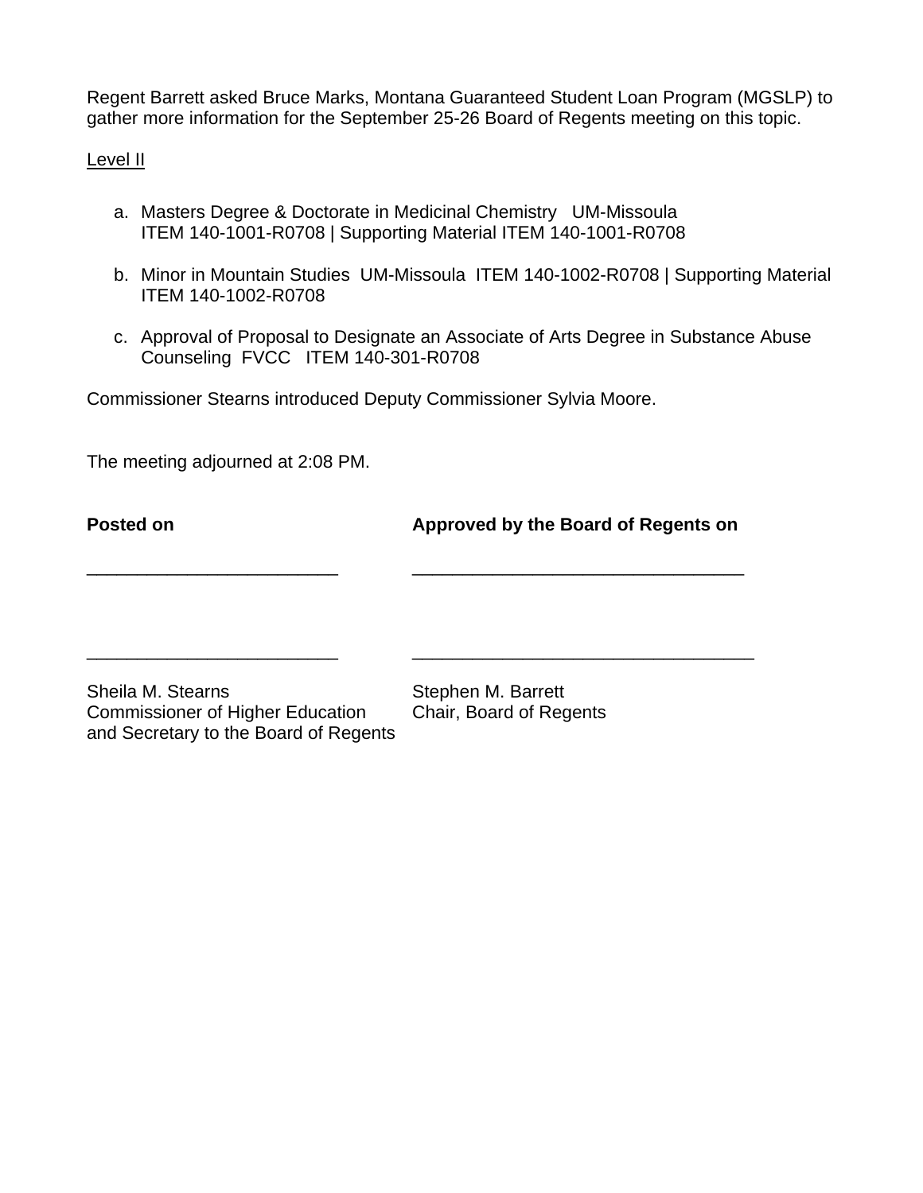Regent Barrett asked Bruce Marks, Montana Guaranteed Student Loan Program (MGSLP) to gather more information for the September 25-26 Board of Regents meeting on this topic.

Level II

a. Masters Degree & Doctorate in Medicinal Chemistry   UM-Missoula
   ITEM 140-1001-R0708 | Supporting Material ITEM 140-1001-R0708

b. Minor in Mountain Studies  UM-Missoula  ITEM 140-1002-R0708 | Supporting Material ITEM 140-1002-R0708

c. Approval of Proposal to Designate an Associate of Arts Degree in Substance Abuse Counseling  FVCC   ITEM 140-301-R0708

Commissioner Stearns introduced Deputy Commissioner Sylvia Moore.

The meeting adjourned at 2:08 PM.

| **Posted on** | **Approved by the Board of Regents on** |
|---|---|
| _________________________ | _________________________________ |
| _________________________ | __________________________________ |
| Sheila M. Stearns<br>Commissioner of Higher Education<br>and Secretary to the Board of Regents | Stephen M. Barrett<br>Chair, Board of Regents |